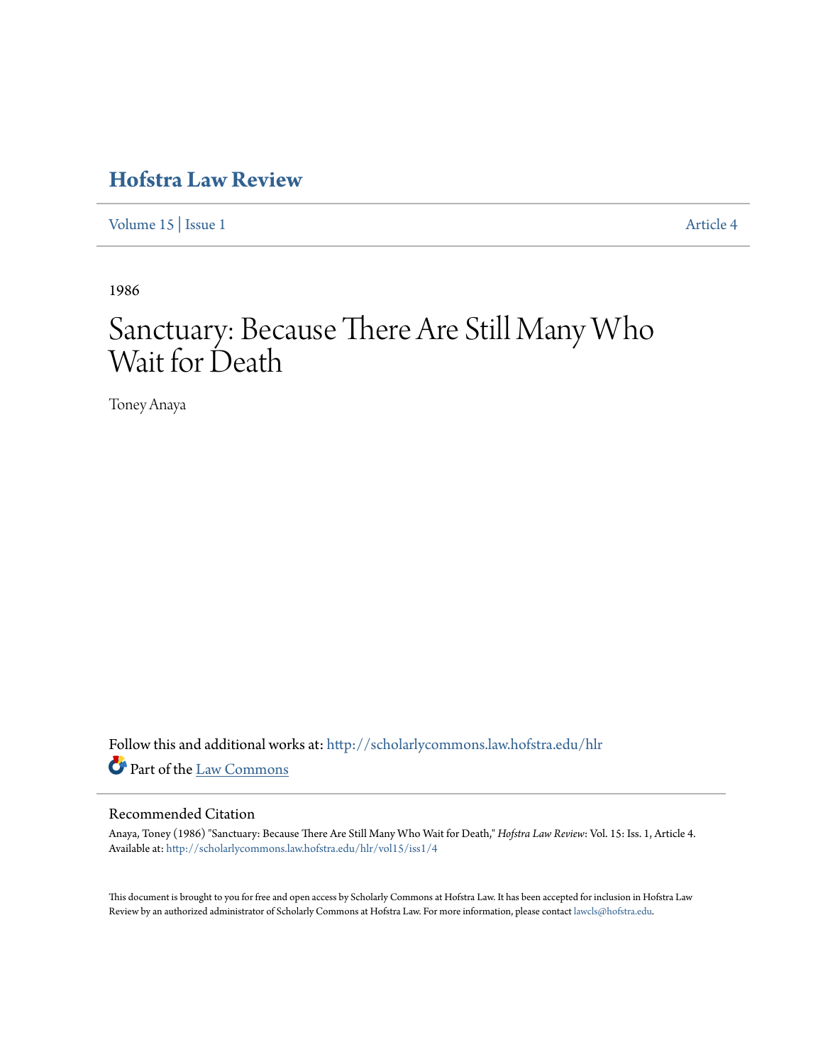# Hofstra Law Review

Volume 15 | Issue 1 Article 4

1986

# Sanctuary: Because There Are Still Many Who Wait for Death

Toney Anaya

Follow this and additional works at: http://scholarlycommons.law.hofstra.edu/hlr

Part of the Law Commons

## Recommended Citation

Anaya, Toney (1986) "Sanctuary: Because There Are Still Many Who Wait for Death," *Hofstra Law Review*: Vol. 15: Iss. 1, Article 4.
Available at: http://scholarlycommons.law.hofstra.edu/hlr/vol15/iss1/4

This document is brought to you for free and open access by Scholarly Commons at Hofstra Law. It has been accepted for inclusion in Hofstra Law Review by an authorized administrator of Scholarly Commons at Hofstra Law. For more information, please contact lawcls@hofstra.edu.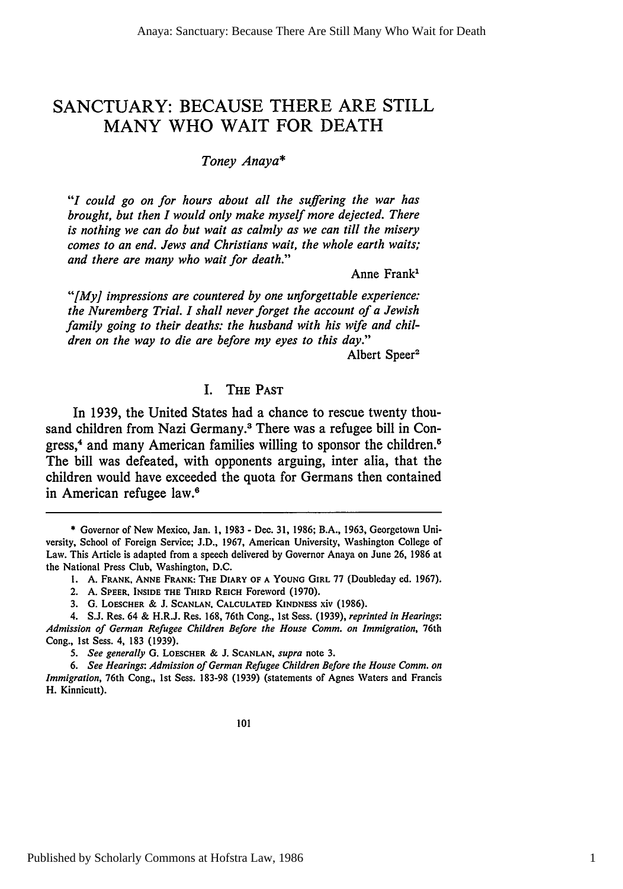# SANCTUARY: BECAUSE THERE ARE STILL MANY WHO WAIT FOR DEATH

*Toney Anaya\**

> *"I could go on for hours about all the suffering the war has brought, but then I would only make myself more dejected. There is nothing we can do but wait as calmly as we can till the misery comes to an end. Jews and Christians wait, the whole earth waits; and there are many who wait for death."*
>
> Anne Frank[1]

> *"[My] impressions are countered by one unforgettable experience: the Nuremberg Trial. I shall never forget the account of a Jewish family going to their deaths: the husband with his wife and children on the way to die are before my eyes to this day."*
>
> Albert Speer[2]

## I. The Past

In 1939, the United States had a chance to rescue twenty thousand children from Nazi Germany.[3] There was a refugee bill in Congress,[4] and many American families willing to sponsor the children.[5] The bill was defeated, with opponents arguing, inter alia, that the children would have exceeded the quota for Germans then contained in American refugee law.[6]

---

\* Governor of New Mexico, Jan. 1, 1983 - Dec. 31, 1986; B.A., 1963, Georgetown University, School of Foreign Service; J.D., 1967, American University, Washington College of Law. This Article is adapted from a speech delivered by Governor Anaya on June 26, 1986 at the National Press Club, Washington, D.C.

1. A. Frank, Anne Frank: The Diary of a Young Girl 77 (Doubleday ed. 1967).

2. A. Speer, Inside the Third Reich Foreword (1970).

3. G. Loescher & J. Scanlan, Calculated Kindness xiv (1986).

4. S.J. Res. 64 & H.R.J. Res. 168, 76th Cong., 1st Sess. (1939), *reprinted in Hearings: Admission of German Refugee Children Before the House Comm. on Immigration*, 76th Cong., 1st Sess. 4, 183 (1939).

5. *See generally* G. Loescher & J. Scanlan, *supra* note 3.

6. *See Hearings: Admission of German Refugee Children Before the House Comm. on Immigration*, 76th Cong., 1st Sess. 183-98 (1939) (statements of Agnes Waters and Francis H. Kinnicutt).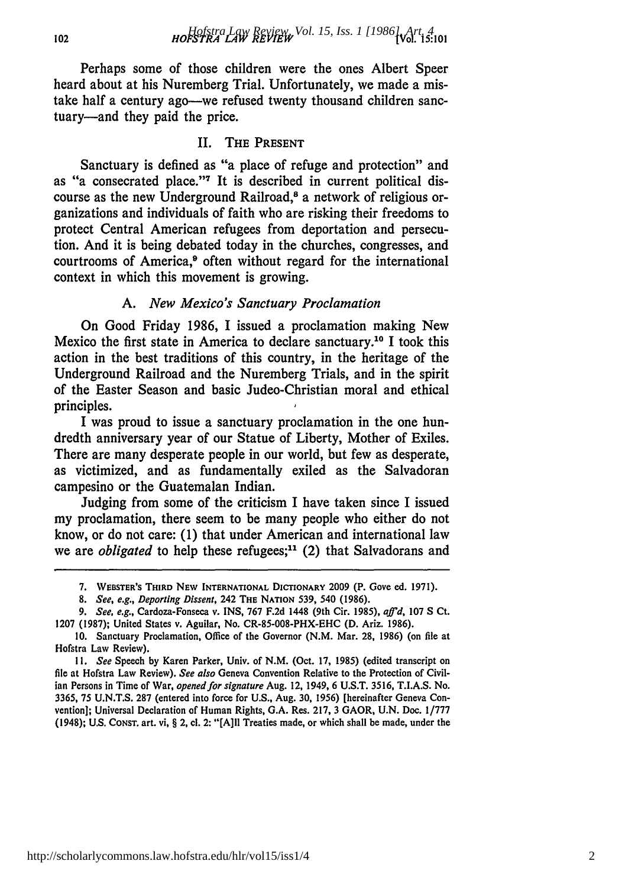Perhaps some of those children were the ones Albert Speer heard about at his Nuremberg Trial. Unfortunately, we made a mistake half a century ago—we refused twenty thousand children sanctuary—and they paid the price.

## II. THE PRESENT

Sanctuary is defined as "a place of refuge and protection" and as "a consecrated place."[7] It is described in current political discourse as the new Underground Railroad,[8] a network of religious organizations and individuals of faith who are risking their freedoms to protect Central American refugees from deportation and persecution. And it is being debated today in the churches, congresses, and courtrooms of America,[9] often without regard for the international context in which this movement is growing.

### A. *New Mexico's Sanctuary Proclamation*

On Good Friday 1986, I issued a proclamation making New Mexico the first state in America to declare sanctuary.[10] I took this action in the best traditions of this country, in the heritage of the Underground Railroad and the Nuremberg Trials, and in the spirit of the Easter Season and basic Judeo-Christian moral and ethical principles.

I was proud to issue a sanctuary proclamation in the one hundredth anniversary year of our Statue of Liberty, Mother of Exiles. There are many desperate people in our world, but few as desperate, as victimized, and as fundamentally exiled as the Salvadoran campesino or the Guatemalan Indian.

Judging from some of the criticism I have taken since I issued my proclamation, there seem to be many people who either do not know, or do not care: (1) that under American and international law we are *obligated* to help these refugees;[11] (2) that Salvadorans and

---

7. WEBSTER'S THIRD NEW INTERNATIONAL DICTIONARY 2009 (P. Gove ed. 1971).

8. *See, e.g., Deporting Dissent*, 242 THE NATION 539, 540 (1986).

9. *See, e.g.*, Cardoza-Fonseca v. INS, 767 F.2d 1448 (9th Cir. 1985), *aff'd*, 107 S Ct. 1207 (1987); United States v. Aguilar, No. CR-85-008-PHX-EHC (D. Ariz. 1986).

10. Sanctuary Proclamation, Office of the Governor (N.M. Mar. 28, 1986) (on file at Hofstra Law Review).

11. *See* Speech by Karen Parker, Univ. of N.M. (Oct. 17, 1985) (edited transcript on file at Hofstra Law Review). *See also* Geneva Convention Relative to the Protection of Civilian Persons in Time of War, *opened for signature* Aug. 12, 1949, 6 U.S.T. 3516, T.I.A.S. No. 3365, 75 U.N.T.S. 287 (entered into force for U.S., Aug. 30, 1956) [hereinafter Geneva Convention]; Universal Declaration of Human Rights, G.A. Res. 217, 3 GAOR, U.N. Doc. 1/777 (1948); U.S. CONST. art. vi, § 2, cl. 2: "[A]ll Treaties made, or which shall be made, under the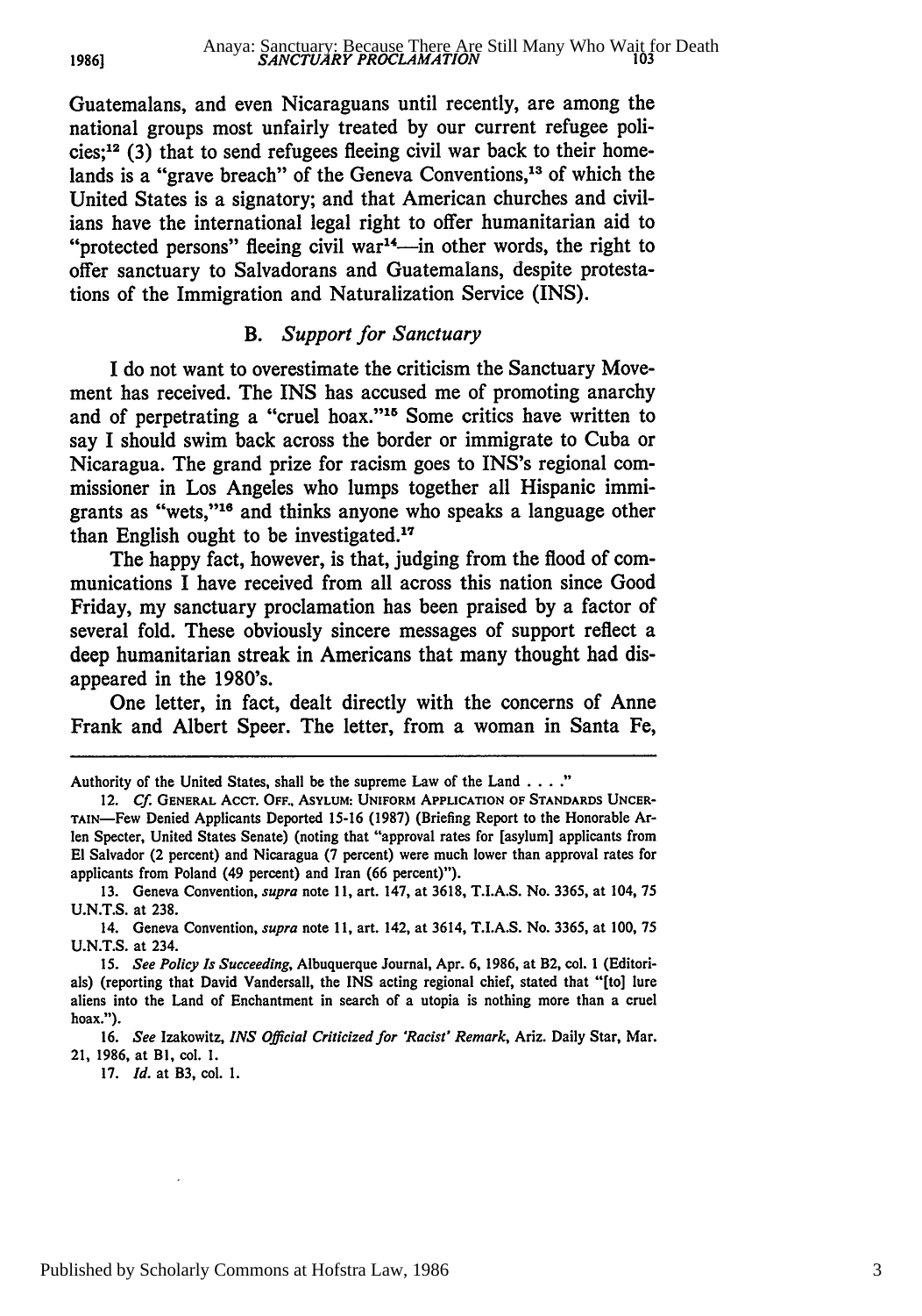Guatemalans, and even Nicaraguans until recently, are among the national groups most unfairly treated by our current refugee policies;[12] (3) that to send refugees fleeing civil war back to their homelands is a "grave breach" of the Geneva Conventions,[13] of which the United States is a signatory; and that American churches and civilians have the international legal right to offer humanitarian aid to "protected persons" fleeing civil war[14]—in other words, the right to offer sanctuary to Salvadorans and Guatemalans, despite protestations of the Immigration and Naturalization Service (INS).

### B. *Support for Sanctuary*

I do not want to overestimate the criticism the Sanctuary Movement has received. The INS has accused me of promoting anarchy and of perpetrating a "cruel hoax."[15] Some critics have written to say I should swim back across the border or immigrate to Cuba or Nicaragua. The grand prize for racism goes to INS's regional commissioner in Los Angeles who lumps together all Hispanic immigrants as "wets,"[16] and thinks anyone who speaks a language other than English ought to be investigated.[17]

The happy fact, however, is that, judging from the flood of communications I have received from all across this nation since Good Friday, my sanctuary proclamation has been praised by a factor of several fold. These obviously sincere messages of support reflect a deep humanitarian streak in Americans that many thought had disappeared in the 1980's.

One letter, in fact, dealt directly with the concerns of Anne Frank and Albert Speer. The letter, from a woman in Santa Fe,

---

Authority of the United States, shall be the supreme Law of the Land . . . ."

12. *Cf.* GENERAL ACCT. OFF., ASYLUM: UNIFORM APPLICATION OF STANDARDS UNCERTAIN—Few Denied Applicants Deported 15-16 (1987) (Briefing Report to the Honorable Arlen Specter, United States Senate) (noting that "approval rates for [asylum] applicants from El Salvador (2 percent) and Nicaragua (7 percent) were much lower than approval rates for applicants from Poland (49 percent) and Iran (66 percent)").

13. Geneva Convention, *supra* note 11, art. 147, at 3618, T.I.A.S. No. 3365, at 104, 75 U.N.T.S. at 238.

14. Geneva Convention, *supra* note 11, art. 142, at 3614, T.I.A.S. No. 3365, at 100, 75 U.N.T.S. at 234.

15. *See Policy Is Succeeding*, Albuquerque Journal, Apr. 6, 1986, at B2, col. 1 (Editorials) (reporting that David Vandersall, the INS acting regional chief, stated that "[to] lure aliens into the Land of Enchantment in search of a utopia is nothing more than a cruel hoax.").

16. *See* Izakowitz, *INS Official Criticized for 'Racist' Remark*, Ariz. Daily Star, Mar. 21, 1986, at B1, col. 1.

17. *Id.* at B3, col. 1.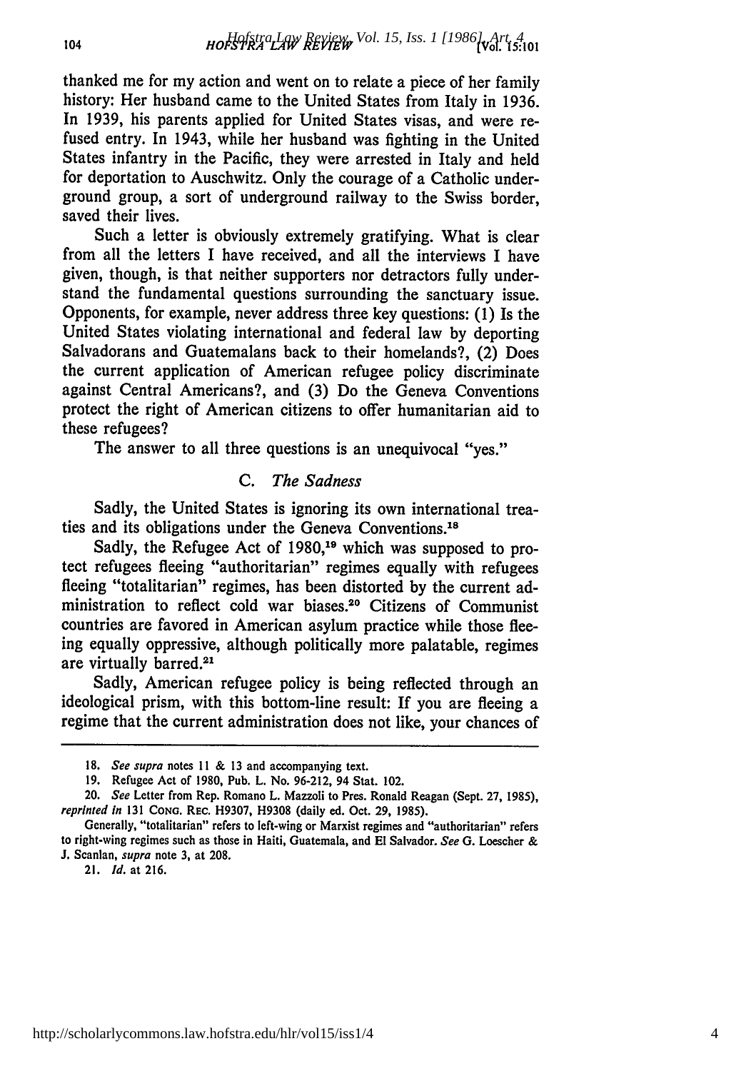thanked me for my action and went on to relate a piece of her family history: Her husband came to the United States from Italy in 1936. In 1939, his parents applied for United States visas, and were refused entry. In 1943, while her husband was fighting in the United States infantry in the Pacific, they were arrested in Italy and held for deportation to Auschwitz. Only the courage of a Catholic underground group, a sort of underground railway to the Swiss border, saved their lives.

Such a letter is obviously extremely gratifying. What is clear from all the letters I have received, and all the interviews I have given, though, is that neither supporters nor detractors fully understand the fundamental questions surrounding the sanctuary issue. Opponents, for example, never address three key questions: (1) Is the United States violating international and federal law by deporting Salvadorans and Guatemalans back to their homelands?, (2) Does the current application of American refugee policy discriminate against Central Americans?, and (3) Do the Geneva Conventions protect the right of American citizens to offer humanitarian aid to these refugees?

The answer to all three questions is an unequivocal "yes."

### C. *The Sadness*

Sadly, the United States is ignoring its own international treaties and its obligations under the Geneva Conventions.[18]

Sadly, the Refugee Act of 1980,[19] which was supposed to protect refugees fleeing "authoritarian" regimes equally with refugees fleeing "totalitarian" regimes, has been distorted by the current administration to reflect cold war biases.[20] Citizens of Communist countries are favored in American asylum practice while those fleeing equally oppressive, although politically more palatable, regimes are virtually barred.[21]

Sadly, American refugee policy is being reflected through an ideological prism, with this bottom-line result: If you are fleeing a regime that the current administration does not like, your chances of

---

18. *See supra* notes 11 & 13 and accompanying text.

19. Refugee Act of 1980, Pub. L. No. 96-212, 94 Stat. 102.

20. *See* Letter from Rep. Romano L. Mazzoli to Pres. Ronald Reagan (Sept. 27, 1985), *reprinted in* 131 CONG. REC. H9307, H9308 (daily ed. Oct. 29, 1985).

Generally, "totalitarian" refers to left-wing or Marxist regimes and "authoritarian" refers to right-wing regimes such as those in Haiti, Guatemala, and El Salvador. *See* G. Loescher & J. Scanlan, *supra* note 3, at 208.

21. *Id.* at 216.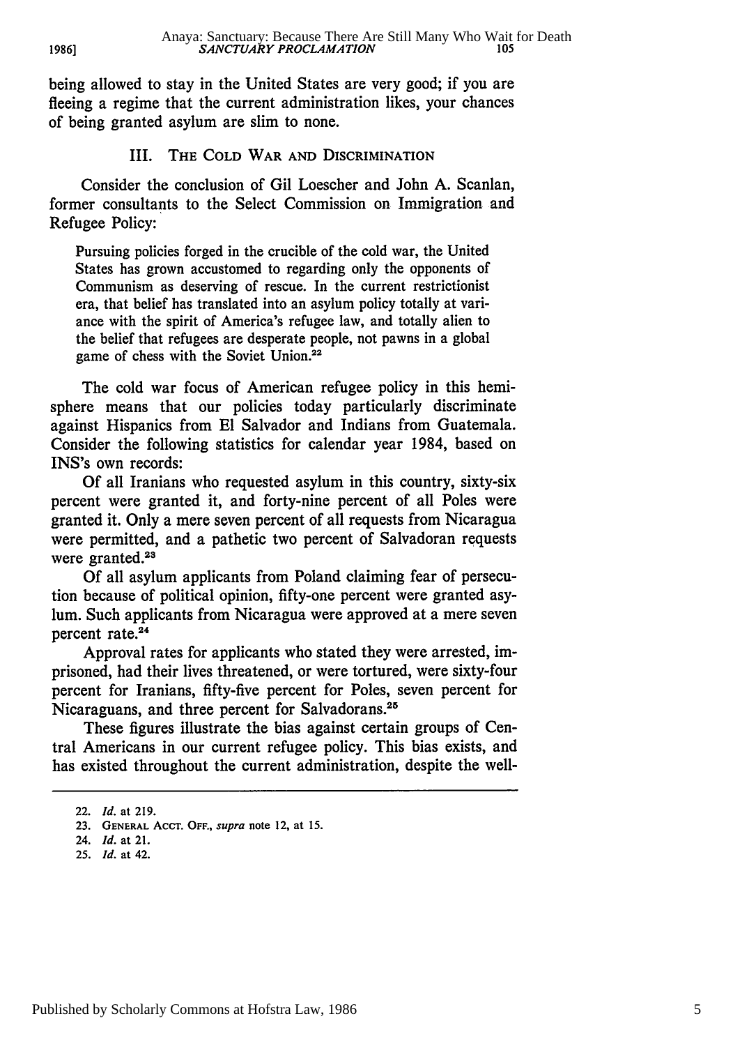being allowed to stay in the United States are very good; if you are fleeing a regime that the current administration likes, your chances of being granted asylum are slim to none.

## III. The Cold War and Discrimination

Consider the conclusion of Gil Loescher and John A. Scanlan, former consultants to the Select Commission on Immigration and Refugee Policy:

> Pursuing policies forged in the crucible of the cold war, the United States has grown accustomed to regarding only the opponents of Communism as deserving of rescue. In the current restrictionist era, that belief has translated into an asylum policy totally at variance with the spirit of America's refugee law, and totally alien to the belief that refugees are desperate people, not pawns in a global game of chess with the Soviet Union.[22]

The cold war focus of American refugee policy in this hemisphere means that our policies today particularly discriminate against Hispanics from El Salvador and Indians from Guatemala. Consider the following statistics for calendar year 1984, based on INS's own records:

Of all Iranians who requested asylum in this country, sixty-six percent were granted it, and forty-nine percent of all Poles were granted it. Only a mere seven percent of all requests from Nicaragua were permitted, and a pathetic two percent of Salvadoran requests were granted.[23]

Of all asylum applicants from Poland claiming fear of persecution because of political opinion, fifty-one percent were granted asylum. Such applicants from Nicaragua were approved at a mere seven percent rate.[24]

Approval rates for applicants who stated they were arrested, imprisoned, had their lives threatened, or were tortured, were sixty-four percent for Iranians, fifty-five percent for Poles, seven percent for Nicaraguans, and three percent for Salvadorans.[25]

These figures illustrate the bias against certain groups of Central Americans in our current refugee policy. This bias exists, and has existed throughout the current administration, despite the well-

---

22. *Id.* at 219.
23. General Acct. Off., *supra* note 12, at 15.
24. *Id.* at 21.
25. *Id.* at 42.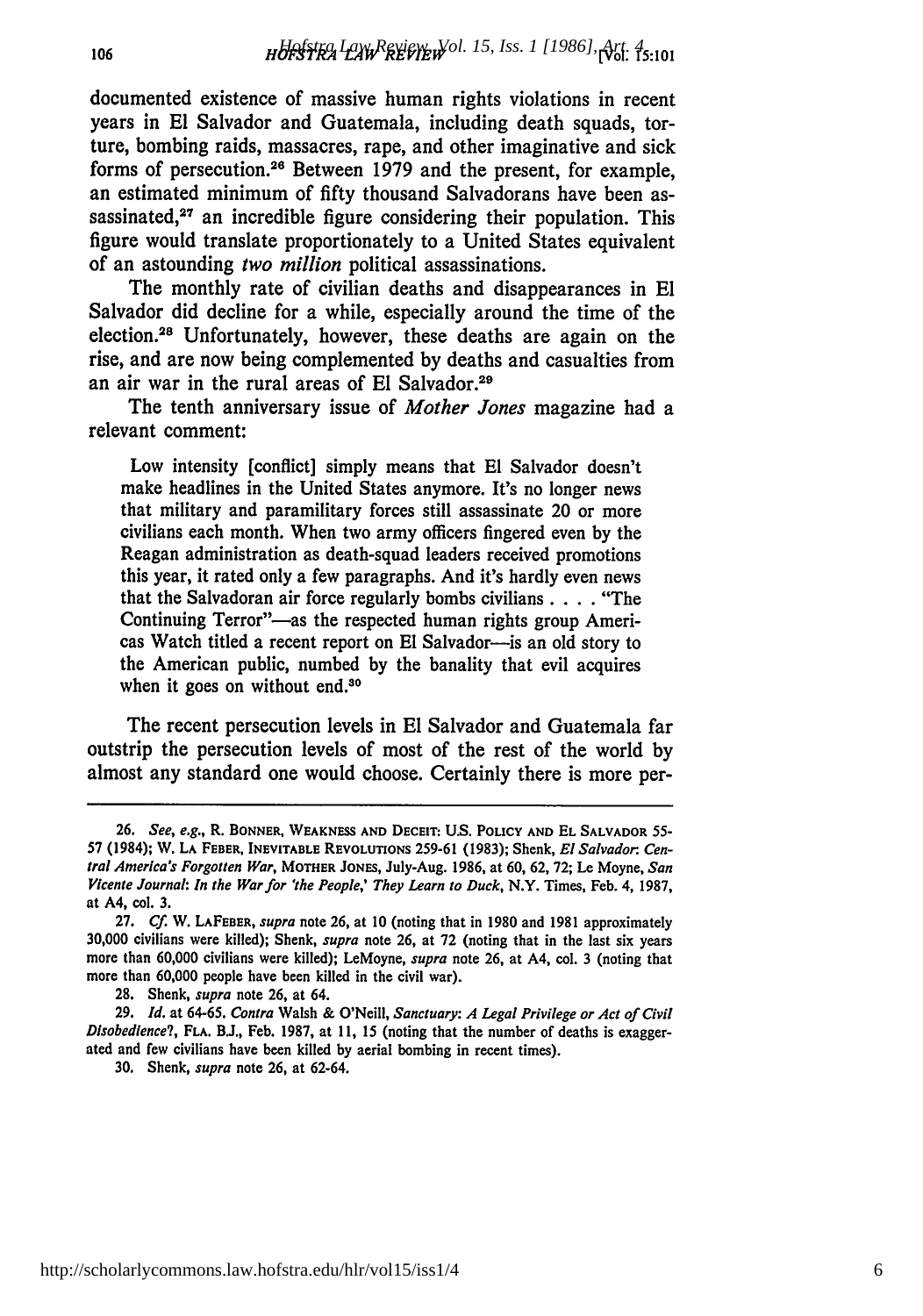documented existence of massive human rights violations in recent years in El Salvador and Guatemala, including death squads, torture, bombing raids, massacres, rape, and other imaginative and sick forms of persecution.[26] Between 1979 and the present, for example, an estimated minimum of fifty thousand Salvadorans have been assassinated,[27] an incredible figure considering their population. This figure would translate proportionately to a United States equivalent of an astounding *two million* political assassinations.

The monthly rate of civilian deaths and disappearances in El Salvador did decline for a while, especially around the time of the election.[28] Unfortunately, however, these deaths are again on the rise, and are now being complemented by deaths and casualties from an air war in the rural areas of El Salvador.[29]

The tenth anniversary issue of *Mother Jones* magazine had a relevant comment:

> Low intensity [conflict] simply means that El Salvador doesn't make headlines in the United States anymore. It's no longer news that military and paramilitary forces still assassinate 20 or more civilians each month. When two army officers fingered even by the Reagan administration as death-squad leaders received promotions this year, it rated only a few paragraphs. And it's hardly even news that the Salvadoran air force regularly bombs civilians . . . . "The Continuing Terror"—as the respected human rights group Americas Watch titled a recent report on El Salvador—is an old story to the American public, numbed by the banality that evil acquires when it goes on without end.[30]

The recent persecution levels in El Salvador and Guatemala far outstrip the persecution levels of most of the rest of the world by almost any standard one would choose. Certainly there is more per-

---

26. *See, e.g.*, R. Bonner, Weakness and Deceit: U.S. Policy and El Salvador 55-57 (1984); W. La Feber, Inevitable Revolutions 259-61 (1983); Shenk, *El Salvador: Central America's Forgotten War*, Mother Jones, July-Aug. 1986, at 60, 62, 72; Le Moyne, *San Vicente Journal: In the War for 'the People,' They Learn to Duck*, N.Y. Times, Feb. 4, 1987, at A4, col. 3.

27. *Cf.* W. LaFeber, *supra* note 26, at 10 (noting that in 1980 and 1981 approximately 30,000 civilians were killed); Shenk, *supra* note 26, at 72 (noting that in the last six years more than 60,000 civilians were killed); LeMoyne, *supra* note 26, at A4, col. 3 (noting that more than 60,000 people have been killed in the civil war).

28. Shenk, *supra* note 26, at 64.

29. *Id.* at 64-65. *Contra* Walsh & O'Neill, *Sanctuary: A Legal Privilege or Act of Civil Disobedience?*, Fla. B.J., Feb. 1987, at 11, 15 (noting that the number of deaths is exaggerated and few civilians have been killed by aerial bombing in recent times).

30. Shenk, *supra* note 26, at 62-64.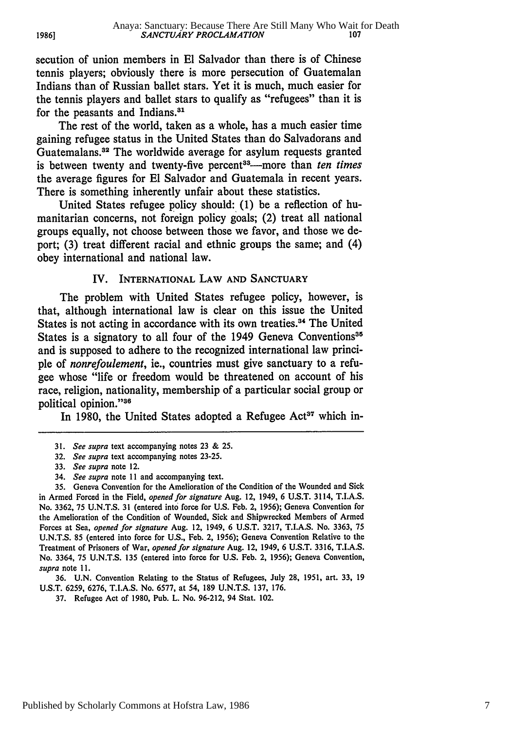secution of union members in El Salvador than there is of Chinese tennis players; obviously there is more persecution of Guatemalan Indians than of Russian ballet stars. Yet it is much, much easier for the tennis players and ballet stars to qualify as "refugees" than it is for the peasants and Indians.[31]

The rest of the world, taken as a whole, has a much easier time gaining refugee status in the United States than do Salvadorans and Guatemalans.[32] The worldwide average for asylum requests granted is between twenty and twenty-five percent[33]—more than *ten times* the average figures for El Salvador and Guatemala in recent years. There is something inherently unfair about these statistics.

United States refugee policy should: (1) be a reflection of humanitarian concerns, not foreign policy goals; (2) treat all national groups equally, not choose between those we favor, and those we deport; (3) treat different racial and ethnic groups the same; and (4) obey international and national law.

## IV. International Law and Sanctuary

The problem with United States refugee policy, however, is that, although international law is clear on this issue the United States is not acting in accordance with its own treaties.[34] The United States is a signatory to all four of the 1949 Geneva Conventions[35] and is supposed to adhere to the recognized international law principle of *nonrefoulement*, ie., countries must give sanctuary to a refugee whose "life or freedom would be threatened on account of his race, religion, nationality, membership of a particular social group or political opinion."[36]

In 1980, the United States adopted a Refugee Act[37] which in-

---

31. *See supra* text accompanying notes 23 & 25.

32. *See supra* text accompanying notes 23-25.

33. *See supra* note 12.

34. *See supra* note 11 and accompanying text.

35. Geneva Convention for the Amelioration of the Condition of the Wounded and Sick in Armed Forced in the Field, *opened for signature* Aug. 12, 1949, 6 U.S.T. 3114, T.I.A.S. No. 3362, 75 U.N.T.S. 31 (entered into force for U.S. Feb. 2, 1956); Geneva Convention for the Amelioration of the Condition of Wounded, Sick and Shipwrecked Members of Armed Forces at Sea, *opened for signature* Aug. 12, 1949, 6 U.S.T. 3217, T.I.A.S. No. 3363, 75 U.N.T.S. 85 (entered into force for U.S., Feb. 2, 1956); Geneva Convention Relative to the Treatment of Prisoners of War, *opened for signature* Aug. 12, 1949, 6 U.S.T. 3316, T.I.A.S. No. 3364, 75 U.N.T.S. 135 (entered into force for U.S. Feb. 2, 1956); Geneva Convention, *supra* note 11.

36. U.N. Convention Relating to the Status of Refugees, July 28, 1951, art. 33, 19 U.S.T. 6259, 6276, T.I.A.S. No. 6577, at 54, 189 U.N.T.S. 137, 176.

37. Refugee Act of 1980, Pub. L. No. 96-212, 94 Stat. 102.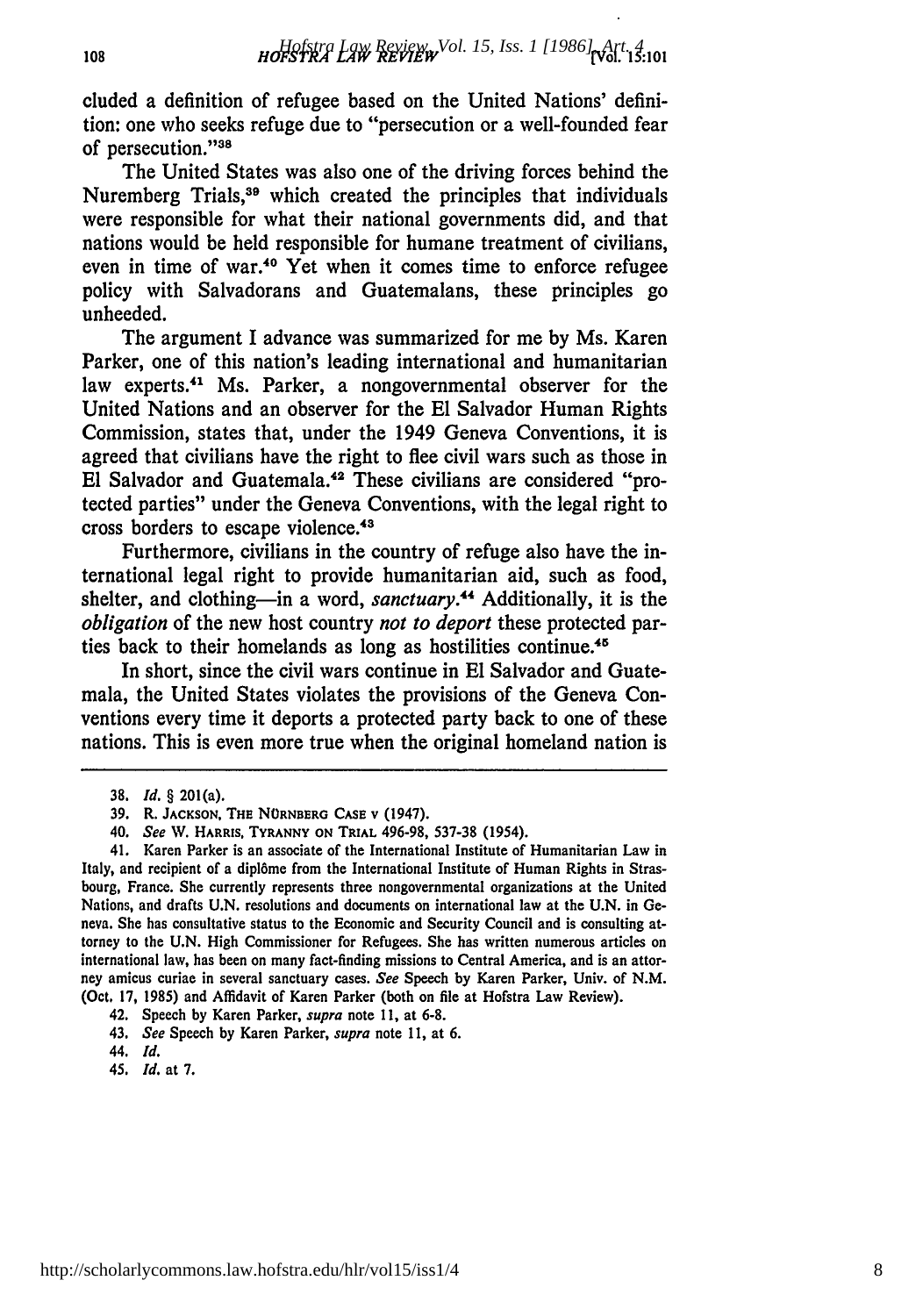cluded a definition of refugee based on the United Nations' definition: one who seeks refuge due to "persecution or a well-founded fear of persecution."[38]

The United States was also one of the driving forces behind the Nuremberg Trials,[39] which created the principles that individuals were responsible for what their national governments did, and that nations would be held responsible for humane treatment of civilians, even in time of war.[40] Yet when it comes time to enforce refugee policy with Salvadorans and Guatemalans, these principles go unheeded.

The argument I advance was summarized for me by Ms. Karen Parker, one of this nation's leading international and humanitarian law experts.[41] Ms. Parker, a nongovernmental observer for the United Nations and an observer for the El Salvador Human Rights Commission, states that, under the 1949 Geneva Conventions, it is agreed that civilians have the right to flee civil wars such as those in El Salvador and Guatemala.[42] These civilians are considered "protected parties" under the Geneva Conventions, with the legal right to cross borders to escape violence.[43]

Furthermore, civilians in the country of refuge also have the international legal right to provide humanitarian aid, such as food, shelter, and clothing—in a word, *sanctuary*.[44] Additionally, it is the *obligation* of the new host country *not to deport* these protected parties back to their homelands as long as hostilities continue.[45]

In short, since the civil wars continue in El Salvador and Guatemala, the United States violates the provisions of the Geneva Conventions every time it deports a protected party back to one of these nations. This is even more true when the original homeland nation is

---

38. *Id.* § 201(a).

39. R. JACKSON, THE NÜRNBERG CASE v (1947).

40. *See* W. HARRIS, TYRANNY ON TRIAL 496-98, 537-38 (1954).

41. Karen Parker is an associate of the International Institute of Humanitarian Law in Italy, and recipient of a diplôme from the International Institute of Human Rights in Strasbourg, France. She currently represents three nongovernmental organizations at the United Nations, and drafts U.N. resolutions and documents on international law at the U.N. in Geneva. She has consultative status to the Economic and Security Council and is consulting attorney to the U.N. High Commissioner for Refugees. She has written numerous articles on international law, has been on many fact-finding missions to Central America, and is an attorney amicus curiae in several sanctuary cases. *See* Speech by Karen Parker, Univ. of N.M. (Oct. 17, 1985) and Affidavit of Karen Parker (both on file at Hofstra Law Review).

42. Speech by Karen Parker, *supra* note 11, at 6-8.

43. *See* Speech by Karen Parker, *supra* note 11, at 6.

44. *Id.*

45. *Id.* at 7.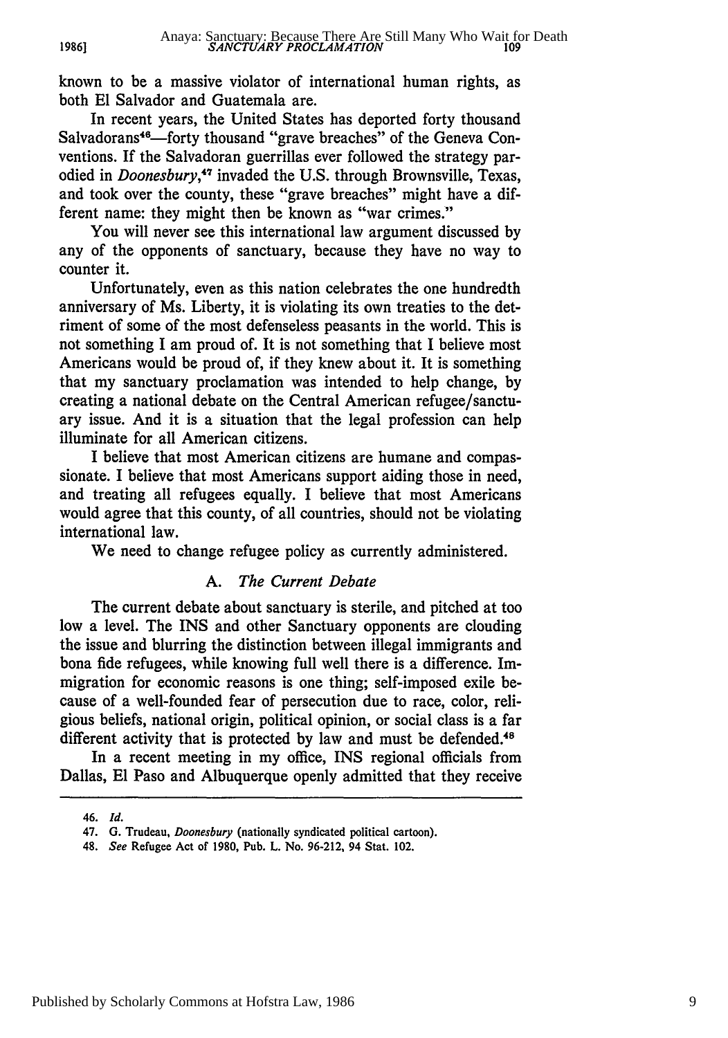known to be a massive violator of international human rights, as both El Salvador and Guatemala are.

In recent years, the United States has deported forty thousand Salvadorans[46]—forty thousand "grave breaches" of the Geneva Conventions. If the Salvadoran guerrillas ever followed the strategy parodied in *Doonesbury*,[47] invaded the U.S. through Brownsville, Texas, and took over the county, these "grave breaches" might have a different name: they might then be known as "war crimes."

You will never see this international law argument discussed by any of the opponents of sanctuary, because they have no way to counter it.

Unfortunately, even as this nation celebrates the one hundredth anniversary of Ms. Liberty, it is violating its own treaties to the detriment of some of the most defenseless peasants in the world. This is not something I am proud of. It is not something that I believe most Americans would be proud of, if they knew about it. It is something that my sanctuary proclamation was intended to help change, by creating a national debate on the Central American refugee/sanctuary issue. And it is a situation that the legal profession can help illuminate for all American citizens.

I believe that most American citizens are humane and compassionate. I believe that most Americans support aiding those in need, and treating all refugees equally. I believe that most Americans would agree that this county, of all countries, should not be violating international law.

We need to change refugee policy as currently administered.

### A. *The Current Debate*

The current debate about sanctuary is sterile, and pitched at too low a level. The INS and other Sanctuary opponents are clouding the issue and blurring the distinction between illegal immigrants and bona fide refugees, while knowing full well there is a difference. Immigration for economic reasons is one thing; self-imposed exile because of a well-founded fear of persecution due to race, color, religious beliefs, national origin, political opinion, or social class is a far different activity that is protected by law and must be defended.[48]

In a recent meeting in my office, INS regional officials from Dallas, El Paso and Albuquerque openly admitted that they receive

---

46. *Id.*

47. G. Trudeau, *Doonesbury* (nationally syndicated political cartoon).

48. *See* Refugee Act of 1980, Pub. L. No. 96-212, 94 Stat. 102.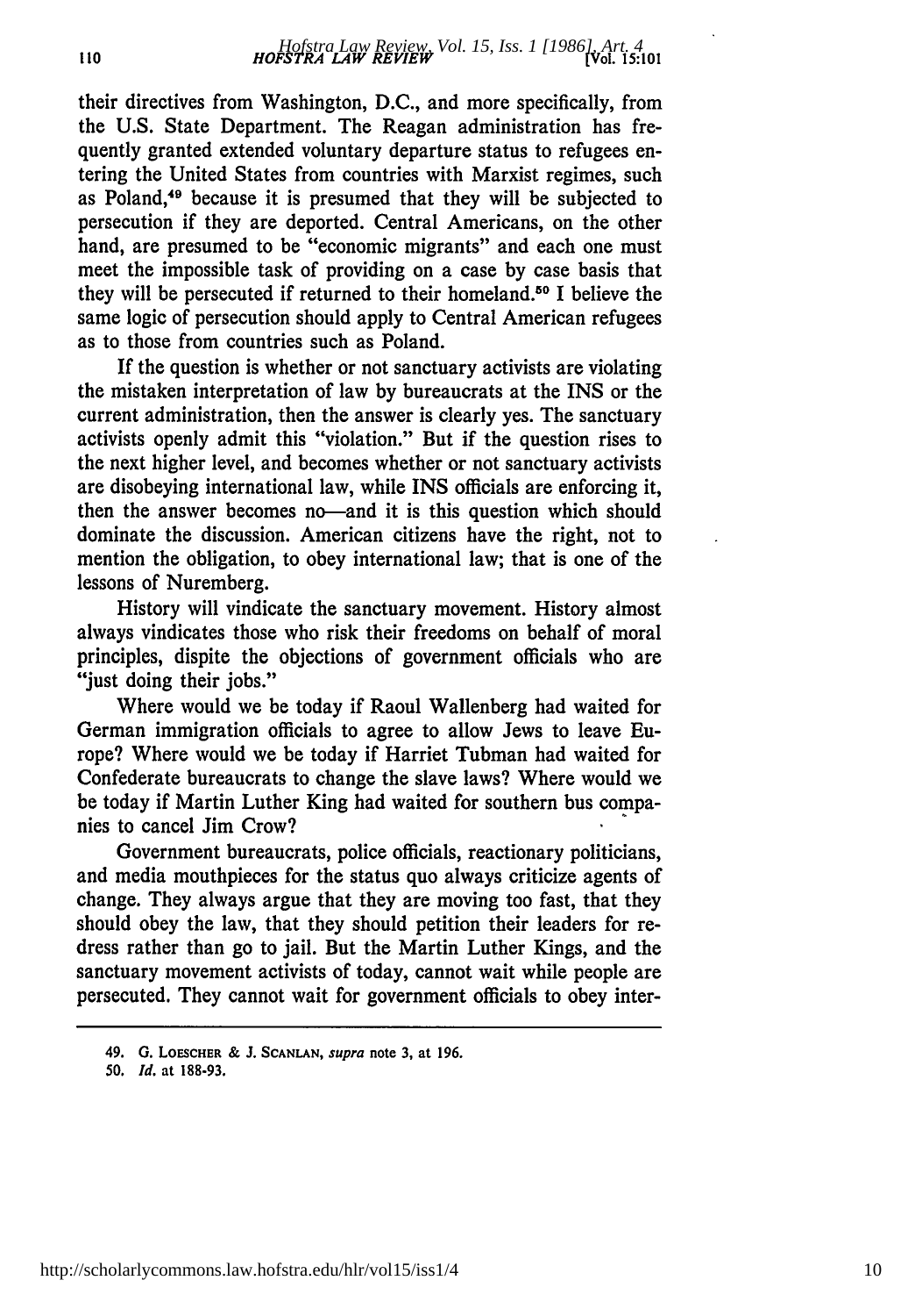their directives from Washington, D.C., and more specifically, from the U.S. State Department. The Reagan administration has frequently granted extended voluntary departure status to refugees entering the United States from countries with Marxist regimes, such as Poland,[49] because it is presumed that they will be subjected to persecution if they are deported. Central Americans, on the other hand, are presumed to be "economic migrants" and each one must meet the impossible task of providing on a case by case basis that they will be persecuted if returned to their homeland.[50] I believe the same logic of persecution should apply to Central American refugees as to those from countries such as Poland.

If the question is whether or not sanctuary activists are violating the mistaken interpretation of law by bureaucrats at the INS or the current administration, then the answer is clearly yes. The sanctuary activists openly admit this "violation." But if the question rises to the next higher level, and becomes whether or not sanctuary activists are disobeying international law, while INS officials are enforcing it, then the answer becomes no—and it is this question which should dominate the discussion. American citizens have the right, not to mention the obligation, to obey international law; that is one of the lessons of Nuremberg.

History will vindicate the sanctuary movement. History almost always vindicates those who risk their freedoms on behalf of moral principles, dispite the objections of government officials who are "just doing their jobs."

Where would we be today if Raoul Wallenberg had waited for German immigration officials to agree to allow Jews to leave Europe? Where would we be today if Harriet Tubman had waited for Confederate bureaucrats to change the slave laws? Where would we be today if Martin Luther King had waited for southern bus companies to cancel Jim Crow?

Government bureaucrats, police officials, reactionary politicians, and media mouthpieces for the status quo always criticize agents of change. They always argue that they are moving too fast, that they should obey the law, that they should petition their leaders for redress rather than go to jail. But the Martin Luther Kings, and the sanctuary movement activists of today, cannot wait while people are persecuted. They cannot wait for government officials to obey inter-

---

49. G. LOESCHER & J. SCANLAN, *supra* note 3, at 196.

50. *Id.* at 188-93.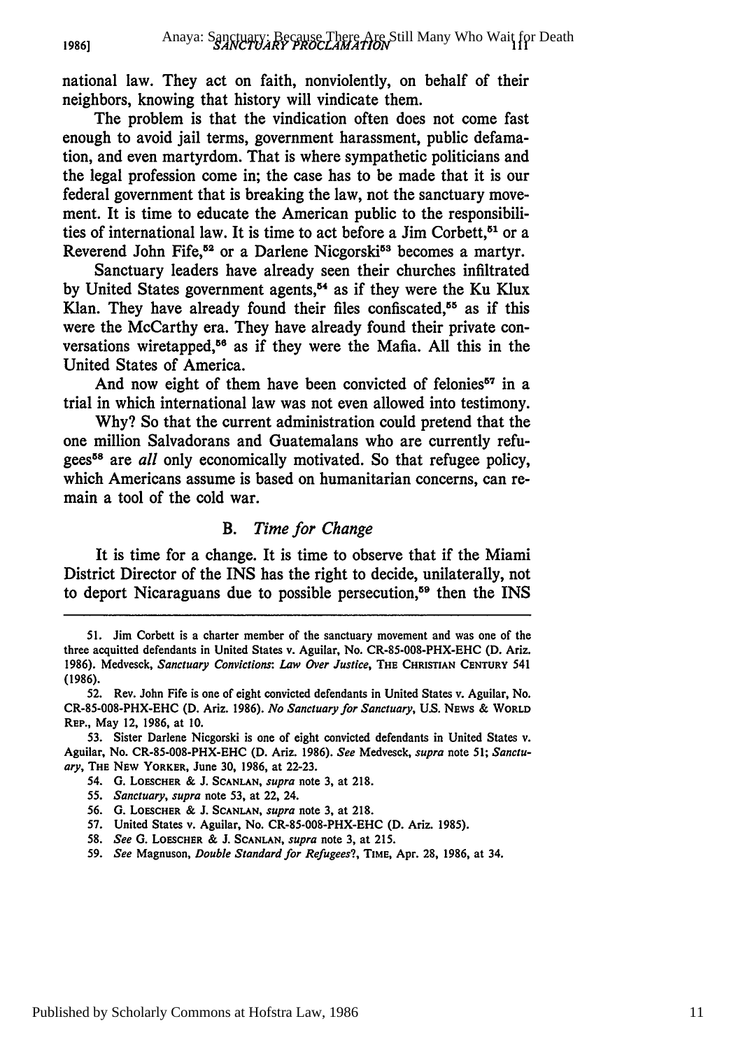national law. They act on faith, nonviolently, on behalf of their neighbors, knowing that history will vindicate them.

The problem is that the vindication often does not come fast enough to avoid jail terms, government harassment, public defamation, and even martyrdom. That is where sympathetic politicians and the legal profession come in; the case has to be made that it is our federal government that is breaking the law, not the sanctuary movement. It is time to educate the American public to the responsibilities of international law. It is time to act before a Jim Corbett,[51] or a Reverend John Fife,[52] or a Darlene Nicgorski[53] becomes a martyr.

Sanctuary leaders have already seen their churches infiltrated by United States government agents,[54] as if they were the Ku Klux Klan. They have already found their files confiscated,[55] as if this were the McCarthy era. They have already found their private conversations wiretapped,[56] as if they were the Mafia. All this in the United States of America.

And now eight of them have been convicted of felonies[57] in a trial in which international law was not even allowed into testimony.

Why? So that the current administration could pretend that the one million Salvadorans and Guatemalans who are currently refugees[58] are *all* only economically motivated. So that refugee policy, which Americans assume is based on humanitarian concerns, can remain a tool of the cold war.

### B. *Time for Change*

It is time for a change. It is time to observe that if the Miami District Director of the INS has the right to decide, unilaterally, not to deport Nicaraguans due to possible persecution,[59] then the INS

---

51. Jim Corbett is a charter member of the sanctuary movement and was one of the three acquitted defendants in United States v. Aguilar, No. CR-85-008-PHX-EHC (D. Ariz. 1986). Medvesck, *Sanctuary Convictions: Law Over Justice*, THE CHRISTIAN CENTURY 541 (1986).

52. Rev. John Fife is one of eight convicted defendants in United States v. Aguilar, No. CR-85-008-PHX-EHC (D. Ariz. 1986). *No Sanctuary for Sanctuary*, U.S. NEWS & WORLD REP., May 12, 1986, at 10.

53. Sister Darlene Nicgorski is one of eight convicted defendants in United States v. Aguilar, No. CR-85-008-PHX-EHC (D. Ariz. 1986). *See* Medvesck, *supra* note 51; *Sanctuary*, THE NEW YORKER, June 30, 1986, at 22-23.

54. G. LOESCHER & J. SCANLAN, *supra* note 3, at 218.

55. *Sanctuary*, *supra* note 53, at 22, 24.

56. G. LOESCHER & J. SCANLAN, *supra* note 3, at 218.

57. United States v. Aguilar, No. CR-85-008-PHX-EHC (D. Ariz. 1985).

58. *See* G. LOESCHER & J. SCANLAN, *supra* note 3, at 215.

59. *See* Magnuson, *Double Standard for Refugees?*, TIME, Apr. 28, 1986, at 34.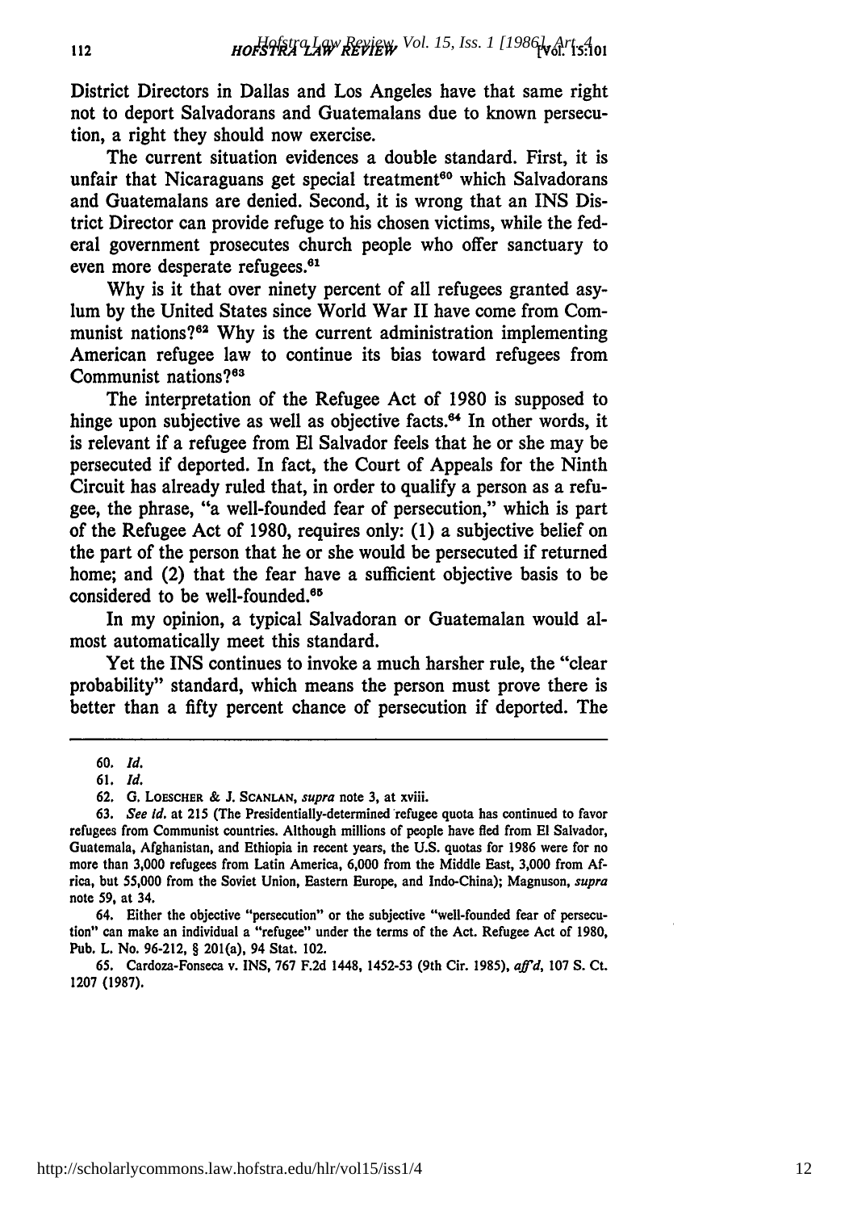District Directors in Dallas and Los Angeles have that same right not to deport Salvadorans and Guatemalans due to known persecution, a right they should now exercise.

The current situation evidences a double standard. First, it is unfair that Nicaraguans get special treatment[60] which Salvadorans and Guatemalans are denied. Second, it is wrong that an INS District Director can provide refuge to his chosen victims, while the federal government prosecutes church people who offer sanctuary to even more desperate refugees.[61]

Why is it that over ninety percent of all refugees granted asylum by the United States since World War II have come from Communist nations?[62] Why is the current administration implementing American refugee law to continue its bias toward refugees from Communist nations?[63]

The interpretation of the Refugee Act of 1980 is supposed to hinge upon subjective as well as objective facts.[64] In other words, it is relevant if a refugee from El Salvador feels that he or she may be persecuted if deported. In fact, the Court of Appeals for the Ninth Circuit has already ruled that, in order to qualify a person as a refugee, the phrase, "a well-founded fear of persecution," which is part of the Refugee Act of 1980, requires only: (1) a subjective belief on the part of the person that he or she would be persecuted if returned home; and (2) that the fear have a sufficient objective basis to be considered to be well-founded.[65]

In my opinion, a typical Salvadoran or Guatemalan would almost automatically meet this standard.

Yet the INS continues to invoke a much harsher rule, the "clear probability" standard, which means the person must prove there is better than a fifty percent chance of persecution if deported. The

---

60. *Id.*

61. *Id.*

62. G. Loescher & J. Scanlan, *supra* note 3, at xviii.

63. *See id.* at 215 (The Presidentially-determined refugee quota has continued to favor refugees from Communist countries. Although millions of people have fled from El Salvador, Guatemala, Afghanistan, and Ethiopia in recent years, the U.S. quotas for 1986 were for no more than 3,000 refugees from Latin America, 6,000 from the Middle East, 3,000 from Africa, but 55,000 from the Soviet Union, Eastern Europe, and Indo-China); Magnuson, *supra* note 59, at 34.

64. Either the objective "persecution" or the subjective "well-founded fear of persecution" can make an individual a "refugee" under the terms of the Act. Refugee Act of 1980, Pub. L. No. 96-212, § 201(a), 94 Stat. 102.

65. Cardoza-Fonseca v. INS, 767 F.2d 1448, 1452-53 (9th Cir. 1985), *aff'd*, 107 S. Ct. 1207 (1987).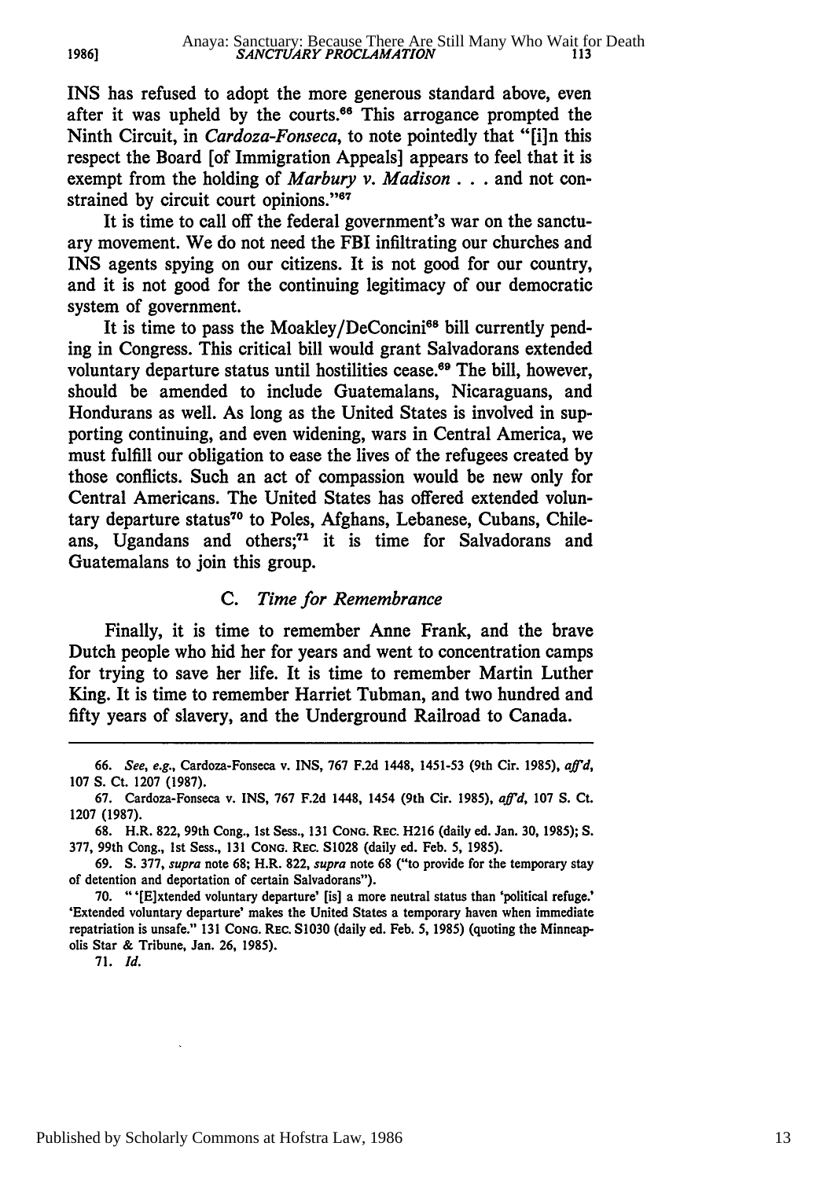INS has refused to adopt the more generous standard above, even after it was upheld by the courts.[66] This arrogance prompted the Ninth Circuit, in *Cardoza-Fonseca*, to note pointedly that "[i]n this respect the Board [of Immigration Appeals] appears to feel that it is exempt from the holding of *Marbury v. Madison* . . . and not constrained by circuit court opinions."[67]

It is time to call off the federal government's war on the sanctuary movement. We do not need the FBI infiltrating our churches and INS agents spying on our citizens. It is not good for our country, and it is not good for the continuing legitimacy of our democratic system of government.

It is time to pass the Moakley/DeConcini[68] bill currently pending in Congress. This critical bill would grant Salvadorans extended voluntary departure status until hostilities cease.[69] The bill, however, should be amended to include Guatemalans, Nicaraguans, and Hondurans as well. As long as the United States is involved in supporting continuing, and even widening, wars in Central America, we must fulfill our obligation to ease the lives of the refugees created by those conflicts. Such an act of compassion would be new only for Central Americans. The United States has offered extended voluntary departure status[70] to Poles, Afghans, Lebanese, Cubans, Chileans, Ugandans and others;[71] it is time for Salvadorans and Guatemalans to join this group.

### C. *Time for Remembrance*

Finally, it is time to remember Anne Frank, and the brave Dutch people who hid her for years and went to concentration camps for trying to save her life. It is time to remember Martin Luther King. It is time to remember Harriet Tubman, and two hundred and fifty years of slavery, and the Underground Railroad to Canada.

---

66. *See, e.g.*, Cardoza-Fonseca v. INS, 767 F.2d 1448, 1451-53 (9th Cir. 1985), *aff'd*, 107 S. Ct. 1207 (1987).

67. Cardoza-Fonseca v. INS, 767 F.2d 1448, 1454 (9th Cir. 1985), *aff'd*, 107 S. Ct. 1207 (1987).

68. H.R. 822, 99th Cong., 1st Sess., 131 CONG. REC. H216 (daily ed. Jan. 30, 1985); S. 377, 99th Cong., 1st Sess., 131 CONG. REC. S1028 (daily ed. Feb. 5, 1985).

69. S. 377, *supra* note 68; H.R. 822, *supra* note 68 ("to provide for the temporary stay of detention and deportation of certain Salvadorans").

70. "'[E]xtended voluntary departure' [is] a more neutral status than 'political refuge.' 'Extended voluntary departure' makes the United States a temporary haven when immediate repatriation is unsafe." 131 CONG. REC. S1030 (daily ed. Feb. 5, 1985) (quoting the Minneapolis Star & Tribune, Jan. 26, 1985).

71. *Id.*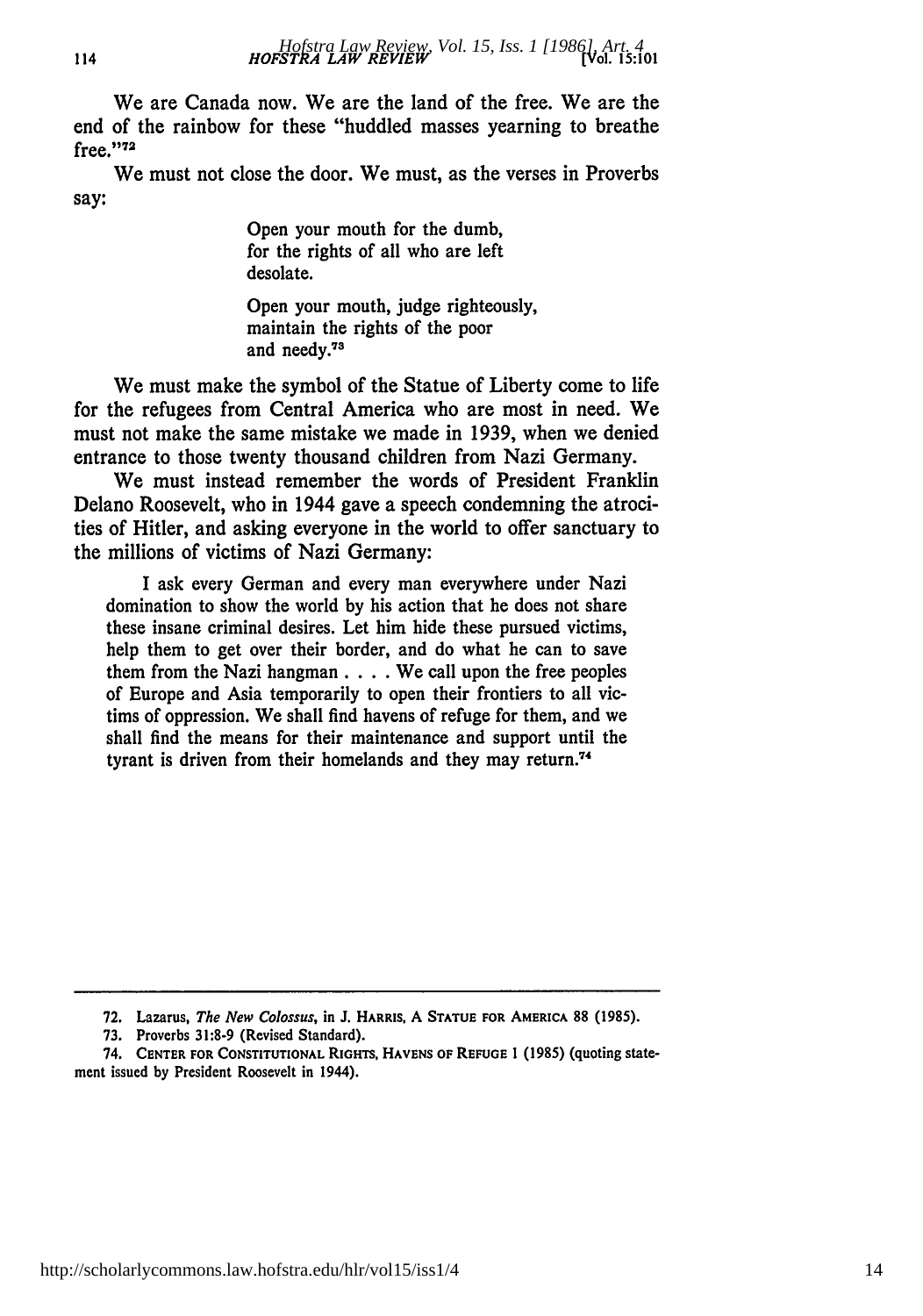We are Canada now. We are the land of the free. We are the end of the rainbow for these "huddled masses yearning to breathe free."[72]

We must not close the door. We must, as the verses in Proverbs say:

> Open your mouth for the dumb,
> for the rights of all who are left
> desolate.
>
> Open your mouth, judge righteously,
> maintain the rights of the poor
> and needy.[73]

We must make the symbol of the Statue of Liberty come to life for the refugees from Central America who are most in need. We must not make the same mistake we made in 1939, when we denied entrance to those twenty thousand children from Nazi Germany.

We must instead remember the words of President Franklin Delano Roosevelt, who in 1944 gave a speech condemning the atrocities of Hitler, and asking everyone in the world to offer sanctuary to the millions of victims of Nazi Germany:

> I ask every German and every man everywhere under Nazi domination to show the world by his action that he does not share these insane criminal desires. Let him hide these pursued victims, help them to get over their border, and do what he can to save them from the Nazi hangman . . . . We call upon the free peoples of Europe and Asia temporarily to open their frontiers to all victims of oppression. We shall find havens of refuge for them, and we shall find the means for their maintenance and support until the tyrant is driven from their homelands and they may return.[74]

---

72. Lazarus, *The New Colossus*, in J. HARRIS, A STATUE FOR AMERICA 88 (1985).

73. Proverbs 31:8-9 (Revised Standard).

74. CENTER FOR CONSTITUTIONAL RIGHTS, HAVENS OF REFUGE 1 (1985) (quoting statement issued by President Roosevelt in 1944).